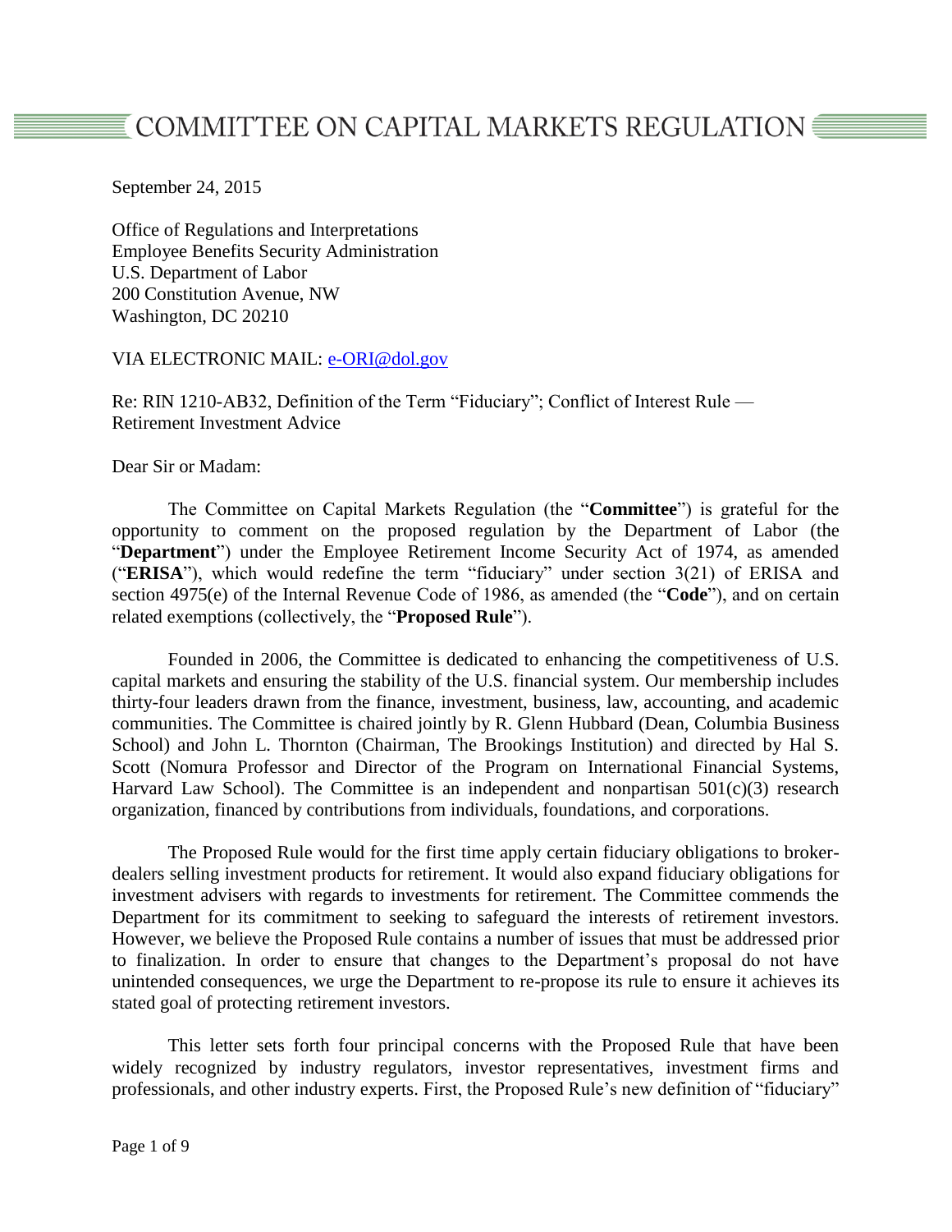# COMMITTEE ON CAPITAL MARKETS REGULATION

September 24, 2015

Office of Regulations and Interpretations
Employee Benefits Security Administration
U.S. Department of Labor
200 Constitution Avenue, NW
Washington, DC 20210

VIA ELECTRONIC MAIL: e-ORI@dol.gov

Re: RIN 1210-AB32, Definition of the Term "Fiduciary"; Conflict of Interest Rule — Retirement Investment Advice

Dear Sir or Madam:

The Committee on Capital Markets Regulation (the "**Committee**") is grateful for the opportunity to comment on the proposed regulation by the Department of Labor (the "**Department**") under the Employee Retirement Income Security Act of 1974, as amended ("**ERISA**"), which would redefine the term "fiduciary" under section 3(21) of ERISA and section 4975(e) of the Internal Revenue Code of 1986, as amended (the "**Code**"), and on certain related exemptions (collectively, the "**Proposed Rule**").

Founded in 2006, the Committee is dedicated to enhancing the competitiveness of U.S. capital markets and ensuring the stability of the U.S. financial system. Our membership includes thirty-four leaders drawn from the finance, investment, business, law, accounting, and academic communities. The Committee is chaired jointly by R. Glenn Hubbard (Dean, Columbia Business School) and John L. Thornton (Chairman, The Brookings Institution) and directed by Hal S. Scott (Nomura Professor and Director of the Program on International Financial Systems, Harvard Law School). The Committee is an independent and nonpartisan 501(c)(3) research organization, financed by contributions from individuals, foundations, and corporations.

The Proposed Rule would for the first time apply certain fiduciary obligations to broker-dealers selling investment products for retirement. It would also expand fiduciary obligations for investment advisers with regards to investments for retirement. The Committee commends the Department for its commitment to seeking to safeguard the interests of retirement investors. However, we believe the Proposed Rule contains a number of issues that must be addressed prior to finalization. In order to ensure that changes to the Department's proposal do not have unintended consequences, we urge the Department to re-propose its rule to ensure it achieves its stated goal of protecting retirement investors.

This letter sets forth four principal concerns with the Proposed Rule that have been widely recognized by industry regulators, investor representatives, investment firms and professionals, and other industry experts. First, the Proposed Rule's new definition of "fiduciary"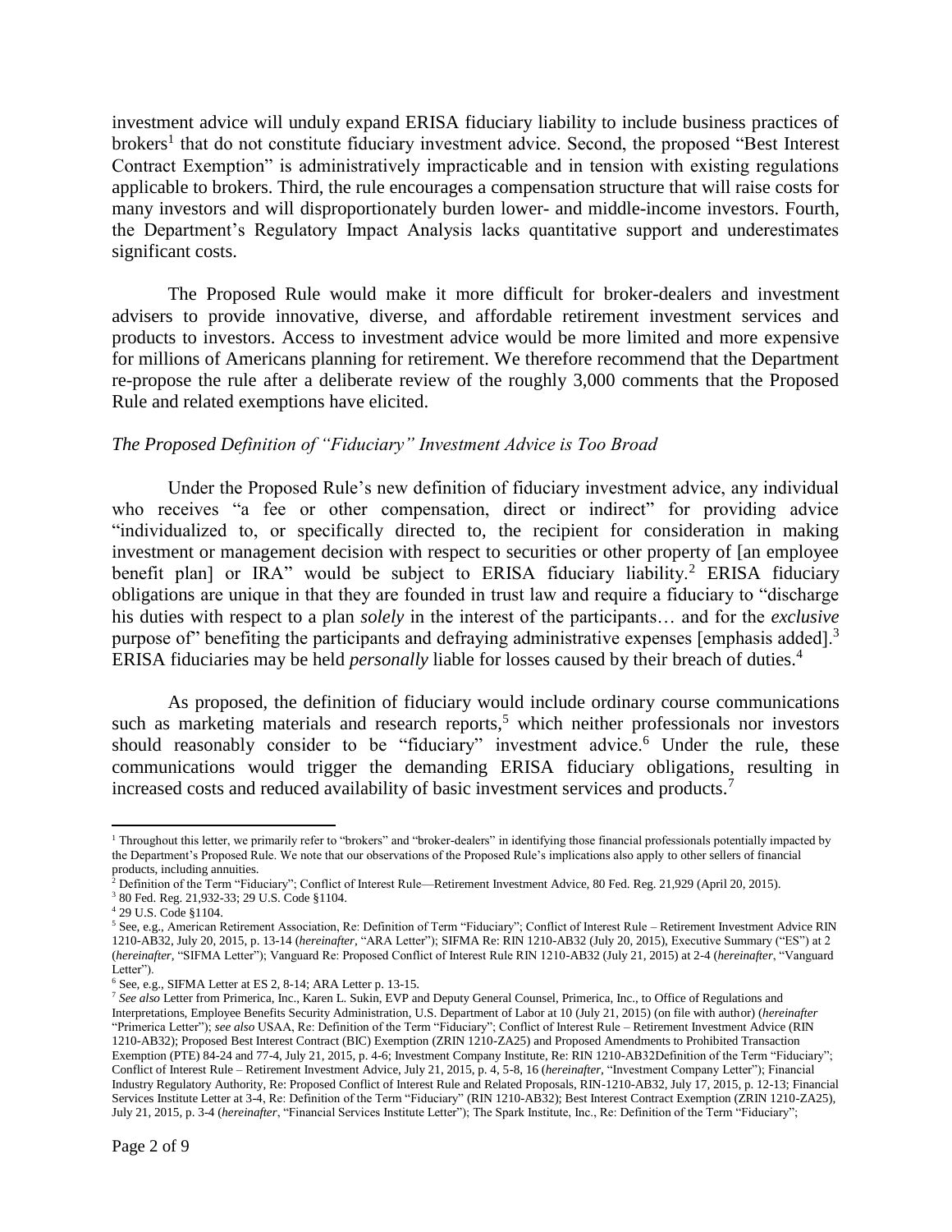investment advice will unduly expand ERISA fiduciary liability to include business practices of brokers[1] that do not constitute fiduciary investment advice. Second, the proposed "Best Interest Contract Exemption" is administratively impracticable and in tension with existing regulations applicable to brokers. Third, the rule encourages a compensation structure that will raise costs for many investors and will disproportionately burden lower- and middle-income investors. Fourth, the Department's Regulatory Impact Analysis lacks quantitative support and underestimates significant costs.

The Proposed Rule would make it more difficult for broker-dealers and investment advisers to provide innovative, diverse, and affordable retirement investment services and products to investors. Access to investment advice would be more limited and more expensive for millions of Americans planning for retirement. We therefore recommend that the Department re-propose the rule after a deliberate review of the roughly 3,000 comments that the Proposed Rule and related exemptions have elicited.

*The Proposed Definition of "Fiduciary" Investment Advice is Too Broad*

Under the Proposed Rule's new definition of fiduciary investment advice, any individual who receives "a fee or other compensation, direct or indirect" for providing advice "individualized to, or specifically directed to, the recipient for consideration in making investment or management decision with respect to securities or other property of [an employee benefit plan] or IRA" would be subject to ERISA fiduciary liability.[2] ERISA fiduciary obligations are unique in that they are founded in trust law and require a fiduciary to "discharge his duties with respect to a plan *solely* in the interest of the participants… and for the *exclusive* purpose of" benefiting the participants and defraying administrative expenses [emphasis added].[3] ERISA fiduciaries may be held *personally* liable for losses caused by their breach of duties.[4]

As proposed, the definition of fiduciary would include ordinary course communications such as marketing materials and research reports,[5] which neither professionals nor investors should reasonably consider to be "fiduciary" investment advice.[6] Under the rule, these communications would trigger the demanding ERISA fiduciary obligations, resulting in increased costs and reduced availability of basic investment services and products.[7]

---

[1] Throughout this letter, we primarily refer to "brokers" and "broker-dealers" in identifying those financial professionals potentially impacted by the Department's Proposed Rule. We note that our observations of the Proposed Rule's implications also apply to other sellers of financial products, including annuities.

[2] Definition of the Term "Fiduciary"; Conflict of Interest Rule—Retirement Investment Advice, 80 Fed. Reg. 21,929 (April 20, 2015).

[3] 80 Fed. Reg. 21,932-33; 29 U.S. Code §1104.

[4] 29 U.S. Code §1104.

[5] See, e.g., American Retirement Association, Re: Definition of Term "Fiduciary"; Conflict of Interest Rule – Retirement Investment Advice RIN 1210-AB32, July 20, 2015, p. 13-14 (*hereinafter*, "ARA Letter"); SIFMA Re: RIN 1210-AB32 (July 20, 2015), Executive Summary ("ES") at 2 (*hereinafter*, "SIFMA Letter"); Vanguard Re: Proposed Conflict of Interest Rule RIN 1210-AB32 (July 21, 2015) at 2-4 (*hereinafter*, "Vanguard Letter").

[6] See, e.g., SIFMA Letter at ES 2, 8-14; ARA Letter p. 13-15.

[7] *See also* Letter from Primerica, Inc., Karen L. Sukin, EVP and Deputy General Counsel, Primerica, Inc., to Office of Regulations and Interpretations, Employee Benefits Security Administration, U.S. Department of Labor at 10 (July 21, 2015) (on file with author) (*hereinafter* "Primerica Letter"); *see also* USAA, Re: Definition of the Term "Fiduciary"; Conflict of Interest Rule – Retirement Investment Advice (RIN 1210-AB32); Proposed Best Interest Contract (BIC) Exemption (ZRIN 1210-ZA25) and Proposed Amendments to Prohibited Transaction Exemption (PTE) 84-24 and 77-4, July 21, 2015, p. 4-6; Investment Company Institute, Re: RIN 1210-AB32Definition of the Term "Fiduciary"; Conflict of Interest Rule – Retirement Investment Advice, July 21, 2015, p. 4, 5-8, 16 (*hereinafter*, "Investment Company Letter"); Financial Industry Regulatory Authority, Re: Proposed Conflict of Interest Rule and Related Proposals, RIN-1210-AB32, July 17, 2015, p. 12-13; Financial Services Institute Letter at 3-4, Re: Definition of the Term "Fiduciary" (RIN 1210-AB32); Best Interest Contract Exemption (ZRIN 1210-ZA25), July 21, 2015, p. 3-4 (*hereinafter*, "Financial Services Institute Letter"); The Spark Institute, Inc., Re: Definition of the Term "Fiduciary";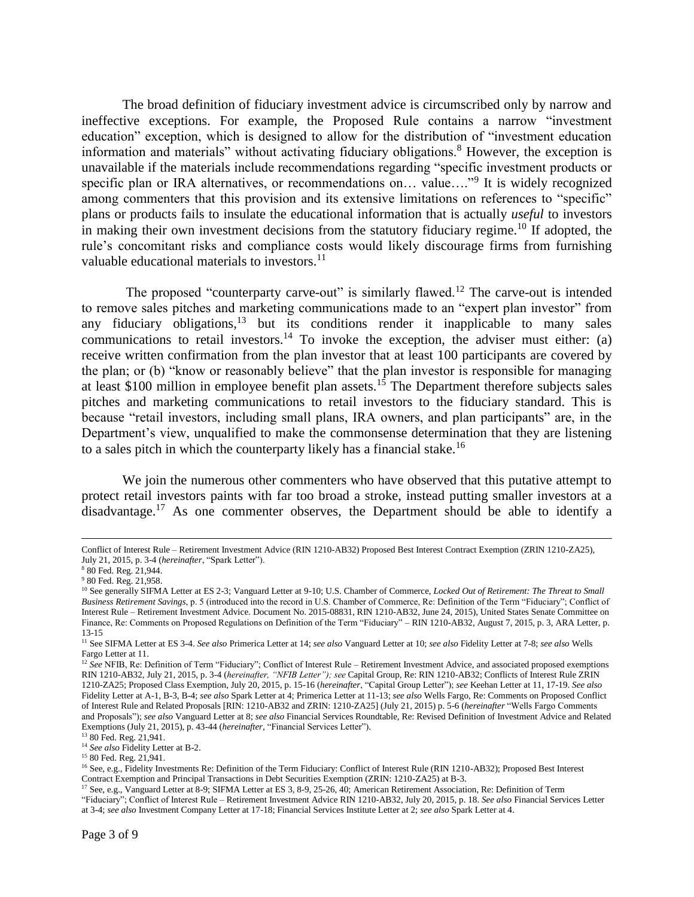The broad definition of fiduciary investment advice is circumscribed only by narrow and ineffective exceptions. For example, the Proposed Rule contains a narrow "investment education" exception, which is designed to allow for the distribution of "investment education information and materials" without activating fiduciary obligations.[8] However, the exception is unavailable if the materials include recommendations regarding "specific investment products or specific plan or IRA alternatives, or recommendations on… value…."[9] It is widely recognized among commenters that this provision and its extensive limitations on references to "specific" plans or products fails to insulate the educational information that is actually *useful* to investors in making their own investment decisions from the statutory fiduciary regime.[10] If adopted, the rule's concomitant risks and compliance costs would likely discourage firms from furnishing valuable educational materials to investors.[11]

The proposed "counterparty carve-out" is similarly flawed.[12] The carve-out is intended to remove sales pitches and marketing communications made to an "expert plan investor" from any fiduciary obligations,[13] but its conditions render it inapplicable to many sales communications to retail investors.[14] To invoke the exception, the adviser must either: (a) receive written confirmation from the plan investor that at least 100 participants are covered by the plan; or (b) "know or reasonably believe" that the plan investor is responsible for managing at least $100 million in employee benefit plan assets.[15] The Department therefore subjects sales pitches and marketing communications to retail investors to the fiduciary standard. This is because "retail investors, including small plans, IRA owners, and plan participants" are, in the Department's view, unqualified to make the commonsense determination that they are listening to a sales pitch in which the counterparty likely has a financial stake.[16]

We join the numerous other commenters who have observed that this putative attempt to protect retail investors paints with far too broad a stroke, instead putting smaller investors at a disadvantage.[17] As one commenter observes, the Department should be able to identify a

---

Conflict of Interest Rule – Retirement Investment Advice (RIN 1210-AB32) Proposed Best Interest Contract Exemption (ZRIN 1210-ZA25), July 21, 2015, p. 3-4 (*hereinafter*, "Spark Letter").

[8] 80 Fed. Reg. 21,944.

[9] 80 Fed. Reg. 21,958.

[10] See generally SIFMA Letter at ES 2-3; Vanguard Letter at 9-10; U.S. Chamber of Commerce, *Locked Out of Retirement: The Threat to Small Business Retirement Savings*, p. 5 (introduced into the record in U.S. Chamber of Commerce, Re: Definition of the Term "Fiduciary"; Conflict of Interest Rule – Retirement Investment Advice. Document No. 2015-08831, RIN 1210-AB32, June 24, 2015), United States Senate Committee on Finance, Re: Comments on Proposed Regulations on Definition of the Term "Fiduciary" – RIN 1210-AB32, August 7, 2015, p. 3, ARA Letter, p. 13-15

[11] See SIFMA Letter at ES 3-4. *See also* Primerica Letter at 14; *see also* Vanguard Letter at 10; *see also* Fidelity Letter at 7-8; *see also* Wells Fargo Letter at 11.

[12] *See* NFIB, Re: Definition of Term "Fiduciary"; Conflict of Interest Rule – Retirement Investment Advice, and associated proposed exemptions RIN 1210-AB32, July 21, 2015, p. 3-4 (*hereinafter, "NFIB Letter"); see* Capital Group, Re: RIN 1210-AB32; Conflicts of Interest Rule ZRIN 1210-ZA25; Proposed Class Exemption, July 20, 2015, p. 15-16 (*hereinafter*, "Capital Group Letter"); *see* Keehan Letter at 11, 17-19. *See also* Fidelity Letter at A-1, B-3, B-4; *see also* Spark Letter at 4; Primerica Letter at 11-13; *see also* Wells Fargo, Re: Comments on Proposed Conflict of Interest Rule and Related Proposals [RIN: 1210-AB32 and ZRIN: 1210-ZA25] (July 21, 2015) p. 5-6 (*hereinafter* "Wells Fargo Comments and Proposals"); *see also* Vanguard Letter at 8; *see also* Financial Services Roundtable, Re: Revised Definition of Investment Advice and Related Exemptions (July 21, 2015), p. 43-44 (*hereinafter*, "Financial Services Letter").

[13] 80 Fed. Reg. 21,941.

[14] *See also* Fidelity Letter at B-2.

[15] 80 Fed. Reg. 21,941.

[16] See, e.g., Fidelity Investments Re: Definition of the Term Fiduciary: Conflict of Interest Rule (RIN 1210-AB32); Proposed Best Interest Contract Exemption and Principal Transactions in Debt Securities Exemption (ZRIN: 1210-ZA25) at B-3.

[17] See, e.g., Vanguard Letter at 8-9; SIFMA Letter at ES 3, 8-9, 25-26, 40; American Retirement Association, Re: Definition of Term "Fiduciary"; Conflict of Interest Rule – Retirement Investment Advice RIN 1210-AB32, July 20, 2015, p. 18. *See also* Financial Services Letter at 3-4; *see also* Investment Company Letter at 17-18; Financial Services Institute Letter at 2; *see also* Spark Letter at 4.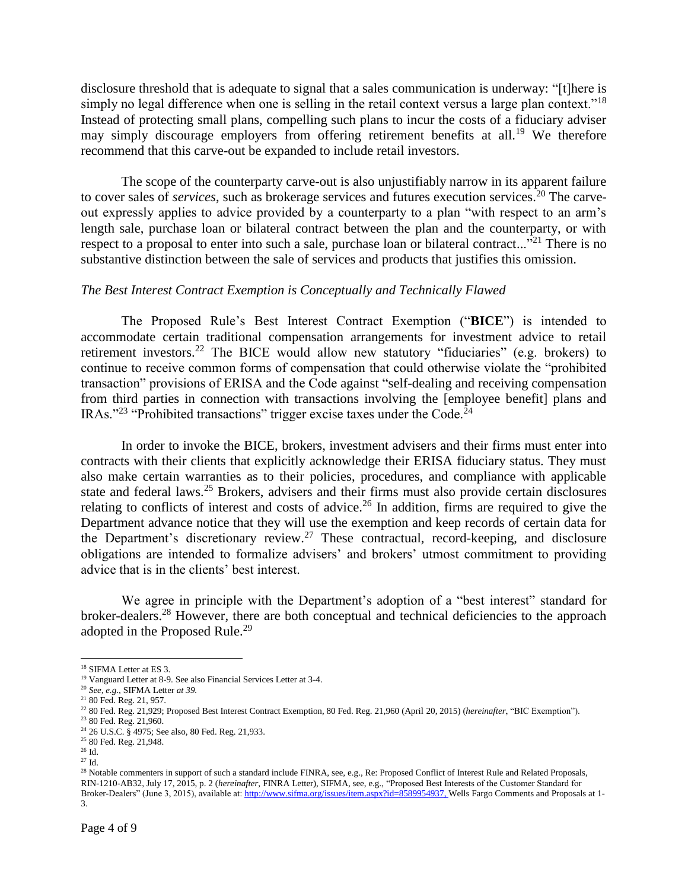disclosure threshold that is adequate to signal that a sales communication is underway: "[t]here is simply no legal difference when one is selling in the retail context versus a large plan context."[18] Instead of protecting small plans, compelling such plans to incur the costs of a fiduciary adviser may simply discourage employers from offering retirement benefits at all.[19] We therefore recommend that this carve-out be expanded to include retail investors.

The scope of the counterparty carve-out is also unjustifiably narrow in its apparent failure to cover sales of *services*, such as brokerage services and futures execution services.[20] The carve-out expressly applies to advice provided by a counterparty to a plan "with respect to an arm's length sale, purchase loan or bilateral contract between the plan and the counterparty, or with respect to a proposal to enter into such a sale, purchase loan or bilateral contract..."[21] There is no substantive distinction between the sale of services and products that justifies this omission.

*The Best Interest Contract Exemption is Conceptually and Technically Flawed*

The Proposed Rule's Best Interest Contract Exemption ("**BICE**") is intended to accommodate certain traditional compensation arrangements for investment advice to retail retirement investors.[22] The BICE would allow new statutory "fiduciaries" (e.g. brokers) to continue to receive common forms of compensation that could otherwise violate the "prohibited transaction" provisions of ERISA and the Code against "self-dealing and receiving compensation from third parties in connection with transactions involving the [employee benefit] plans and IRAs."[23] "Prohibited transactions" trigger excise taxes under the Code.[24]

In order to invoke the BICE, brokers, investment advisers and their firms must enter into contracts with their clients that explicitly acknowledge their ERISA fiduciary status. They must also make certain warranties as to their policies, procedures, and compliance with applicable state and federal laws.[25] Brokers, advisers and their firms must also provide certain disclosures relating to conflicts of interest and costs of advice.[26] In addition, firms are required to give the Department advance notice that they will use the exemption and keep records of certain data for the Department's discretionary review.[27] These contractual, record-keeping, and disclosure obligations are intended to formalize advisers' and brokers' utmost commitment to providing advice that is in the clients' best interest.

We agree in principle with the Department's adoption of a "best interest" standard for broker-dealers.[28] However, there are both conceptual and technical deficiencies to the approach adopted in the Proposed Rule.[29]

---

[18] SIFMA Letter at ES 3.

[19] Vanguard Letter at 8-9. See also Financial Services Letter at 3-4.

[20] *See, e.g.,* SIFMA Letter *at 39.*

[21] 80 Fed. Reg. 21, 957.

[22] 80 Fed. Reg. 21,929; Proposed Best Interest Contract Exemption, 80 Fed. Reg. 21,960 (April 20, 2015) (*hereinafter*, "BIC Exemption").

[23] 80 Fed. Reg. 21,960.

[24] 26 U.S.C. § 4975; See also, 80 Fed. Reg. 21,933.

[25] 80 Fed. Reg. 21,948.

[26] Id.

[27] Id.

[28] Notable commenters in support of such a standard include FINRA, see, e.g., Re: Proposed Conflict of Interest Rule and Related Proposals, RIN-1210-AB32, July 17, 2015, p. 2 (*hereinafter*, FINRA Letter), SIFMA, see, e.g., "Proposed Best Interests of the Customer Standard for Broker-Dealers" (June 3, 2015), available at: http://www.sifma.org/issues/item.aspx?id=8589954937, Wells Fargo Comments and Proposals at 1-3.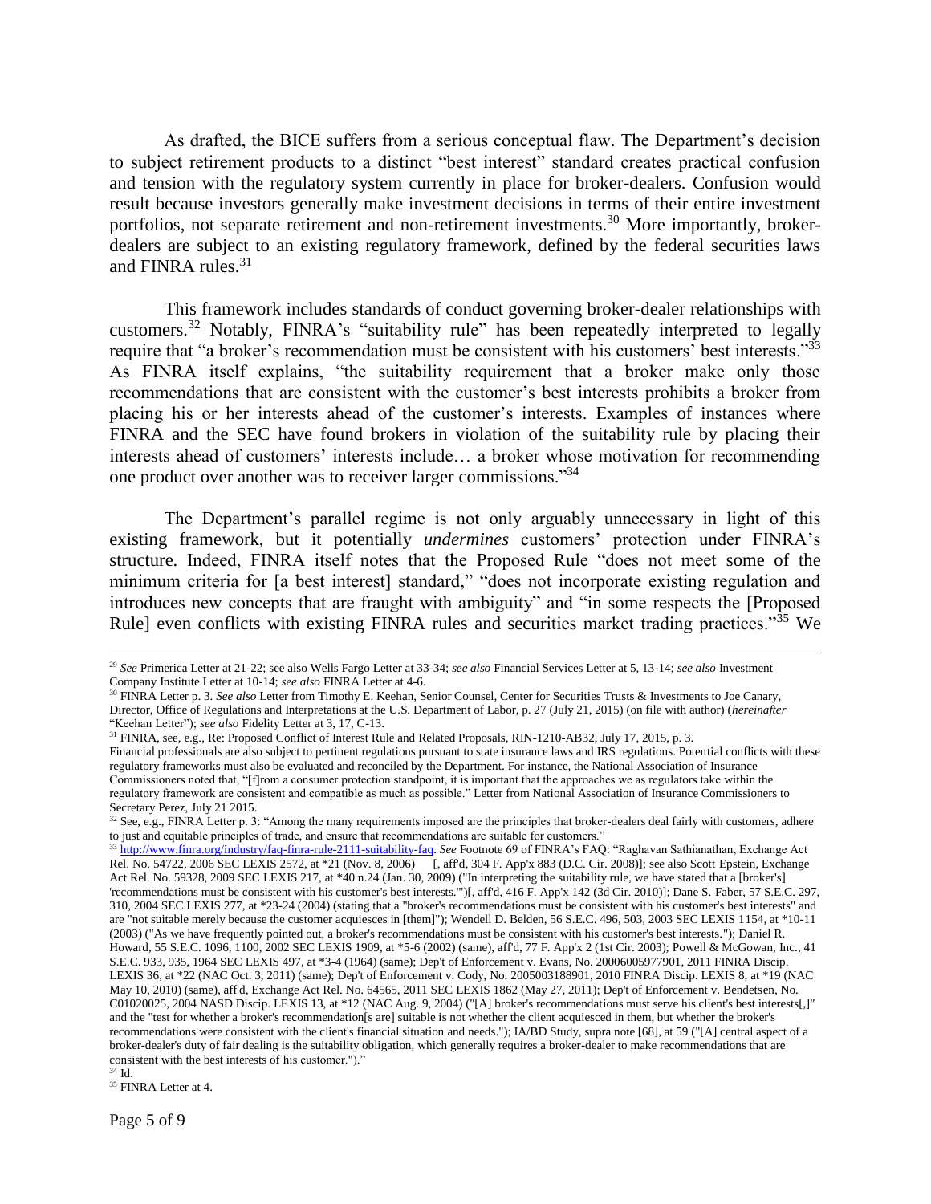As drafted, the BICE suffers from a serious conceptual flaw. The Department's decision to subject retirement products to a distinct "best interest" standard creates practical confusion and tension with the regulatory system currently in place for broker-dealers. Confusion would result because investors generally make investment decisions in terms of their entire investment portfolios, not separate retirement and non-retirement investments.[30] More importantly, broker-dealers are subject to an existing regulatory framework, defined by the federal securities laws and FINRA rules.[31]

This framework includes standards of conduct governing broker-dealer relationships with customers.[32] Notably, FINRA's "suitability rule" has been repeatedly interpreted to legally require that "a broker's recommendation must be consistent with his customers' best interests."[33] As FINRA itself explains, "the suitability requirement that a broker make only those recommendations that are consistent with the customer's best interests prohibits a broker from placing his or her interests ahead of the customer's interests. Examples of instances where FINRA and the SEC have found brokers in violation of the suitability rule by placing their interests ahead of customers' interests include… a broker whose motivation for recommending one product over another was to receiver larger commissions."[34]

The Department's parallel regime is not only arguably unnecessary in light of this existing framework, but it potentially *undermines* customers' protection under FINRA's structure. Indeed, FINRA itself notes that the Proposed Rule "does not meet some of the minimum criteria for [a best interest] standard," "does not incorporate existing regulation and introduces new concepts that are fraught with ambiguity" and "in some respects the [Proposed Rule] even conflicts with existing FINRA rules and securities market trading practices."[35] We

---

[29] *See* Primerica Letter at 21-22; see also Wells Fargo Letter at 33-34; *see also* Financial Services Letter at 5, 13-14; *see also* Investment Company Institute Letter at 10-14; *see also* FINRA Letter at 4-6.

[30] FINRA Letter p. 3. *See also* Letter from Timothy E. Keehan, Senior Counsel, Center for Securities Trusts & Investments to Joe Canary, Director, Office of Regulations and Interpretations at the U.S. Department of Labor, p. 27 (July 21, 2015) (on file with author) (*hereinafter* "Keehan Letter"); *see also* Fidelity Letter at 3, 17, C-13.

[31] FINRA, see, e.g., Re: Proposed Conflict of Interest Rule and Related Proposals, RIN-1210-AB32, July 17, 2015, p. 3. Financial professionals are also subject to pertinent regulations pursuant to state insurance laws and IRS regulations. Potential conflicts with these regulatory frameworks must also be evaluated and reconciled by the Department. For instance, the National Association of Insurance Commissioners noted that, "[f]rom a consumer protection standpoint, it is important that the approaches we as regulators take within the regulatory framework are consistent and compatible as much as possible." Letter from National Association of Insurance Commissioners to Secretary Perez, July 21 2015.

[32] See, e.g., FINRA Letter p. 3: "Among the many requirements imposed are the principles that broker-dealers deal fairly with customers, adhere to just and equitable principles of trade, and ensure that recommendations are suitable for customers."

[33] http://www.finra.org/industry/faq-finra-rule-2111-suitability-faq. *See* Footnote 69 of FINRA's FAQ: "Raghavan Sathianathan, Exchange Act Rel. No. 54722, 2006 SEC LEXIS 2572, at *21 (Nov. 8, 2006) [, aff'd, 304 F. App'x 883 (D.C. Cir. 2008)]; see also Scott Epstein, Exchange Act Rel. No. 59328, 2009 SEC LEXIS 217, at *40 n.24 (Jan. 30, 2009) ("In interpreting the suitability rule, we have stated that a [broker's] 'recommendations must be consistent with his customer's best interests.'")[, aff'd, 416 F. App'x 142 (3d Cir. 2010)]; Dane S. Faber, 57 S.E.C. 297, 310, 2004 SEC LEXIS 277, at *23-24 (2004) (stating that a "broker's recommendations must be consistent with his customer's best interests" and are "not suitable merely because the customer acquiesces in [them]"); Wendell D. Belden, 56 S.E.C. 496, 503, 2003 SEC LEXIS 1154, at *10-11 (2003) ("As we have frequently pointed out, a broker's recommendations must be consistent with his customer's best interests."); Daniel R. Howard, 55 S.E.C. 1096, 1100, 2002 SEC LEXIS 1909, at *5-6 (2002) (same), aff'd, 77 F. App'x 2 (1st Cir. 2003); Powell & McGowan, Inc., 41 S.E.C. 933, 935, 1964 SEC LEXIS 497, at *3-4 (1964) (same); Dep't of Enforcement v. Evans, No. 20006005977901, 2011 FINRA Discip. LEXIS 36, at *22 (NAC Oct. 3, 2011) (same); Dep't of Enforcement v. Cody, No. 2005003188901, 2010 FINRA Discip. LEXIS 8, at *19 (NAC May 10, 2010) (same), aff'd, Exchange Act Rel. No. 64565, 2011 SEC LEXIS 1862 (May 27, 2011); Dep't of Enforcement v. Bendetsen, No. C01020025, 2004 NASD Discip. LEXIS 13, at *12 (NAC Aug. 9, 2004) ("[A] broker's recommendations must serve his client's best interests[,]" and the "test for whether a broker's recommendation[s are] suitable is not whether the client acquiesced in them, but whether the broker's recommendations were consistent with the client's financial situation and needs."); IA/BD Study, supra note [68], at 59 ("[A] central aspect of a broker-dealer's duty of fair dealing is the suitability obligation, which generally requires a broker-dealer to make recommendations that are consistent with the best interests of his customer.")."

[34] Id.

[35] FINRA Letter at 4.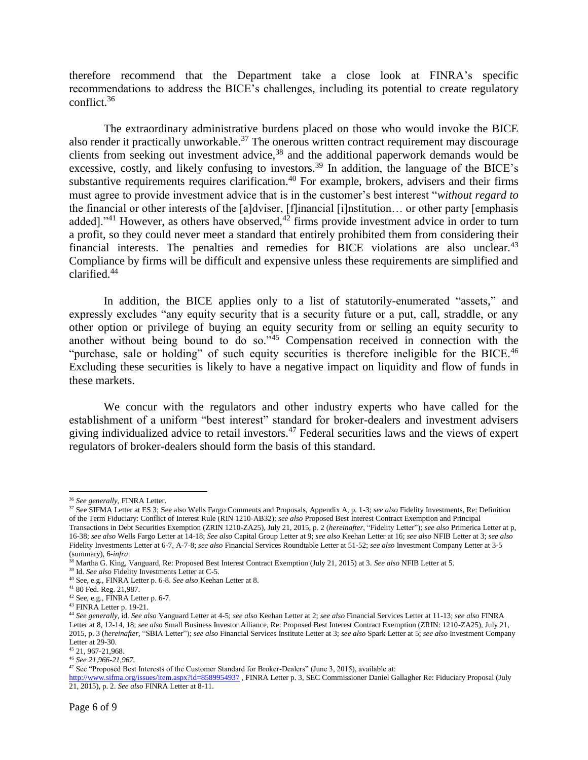therefore recommend that the Department take a close look at FINRA's specific recommendations to address the BICE's challenges, including its potential to create regulatory conflict.[36]

The extraordinary administrative burdens placed on those who would invoke the BICE also render it practically unworkable.[37] The onerous written contract requirement may discourage clients from seeking out investment advice,[38] and the additional paperwork demands would be excessive, costly, and likely confusing to investors.[39] In addition, the language of the BICE's substantive requirements requires clarification.[40] For example, brokers, advisers and their firms must agree to provide investment advice that is in the customer's best interest "*without regard to* the financial or other interests of the [a]dviser, [f]inancial [i]nstitution… or other party [emphasis added]."[41] However, as others have observed,[42] firms provide investment advice in order to turn a profit, so they could never meet a standard that entirely prohibited them from considering their financial interests. The penalties and remedies for BICE violations are also unclear.[43] Compliance by firms will be difficult and expensive unless these requirements are simplified and clarified.[44]

In addition, the BICE applies only to a list of statutorily-enumerated "assets," and expressly excludes "any equity security that is a security future or a put, call, straddle, or any other option or privilege of buying an equity security from or selling an equity security to another without being bound to do so."[45] Compensation received in connection with the "purchase, sale or holding" of such equity securities is therefore ineligible for the BICE.[46] Excluding these securities is likely to have a negative impact on liquidity and flow of funds in these markets.

We concur with the regulators and other industry experts who have called for the establishment of a uniform "best interest" standard for broker-dealers and investment advisers giving individualized advice to retail investors.[47] Federal securities laws and the views of expert regulators of broker-dealers should form the basis of this standard.

---

[36] *See generally*, FINRA Letter.

[37] See SIFMA Letter at ES 3; See also Wells Fargo Comments and Proposals, Appendix A, p. 1-3; *see also* Fidelity Investments, Re: Definition of the Term Fiduciary: Conflict of Interest Rule (RIN 1210-AB32); *see also* Proposed Best Interest Contract Exemption and Principal Transactions in Debt Securities Exemption (ZRIN 1210-ZA25), July 21, 2015, p. 2 (*hereinafter*, "Fidelity Letter"); *see also* Primerica Letter at p, 16-38; *see also* Wells Fargo Letter at 14-18; *See also* Capital Group Letter at 9; *see also* Keehan Letter at 16; *see also* NFIB Letter at 3; *see also* Fidelity Investments Letter at 6-7, A-7-8; *see also* Financial Services Roundtable Letter at 51-52; *see also* Investment Company Letter at 3-5 (summary), 6-*infra*.

[38] Martha G. King, Vanguard, Re: Proposed Best Interest Contract Exemption (July 21, 2015) at 3. *See also* NFIB Letter at 5.

[39] Id. *See also* Fidelity Investments Letter at C-5.

[40] See, e.g., FINRA Letter p. 6-8. *See also* Keehan Letter at 8.

[41] 80 Fed. Reg. 21,987.

[42] See, e.g., FINRA Letter p. 6-7.

[43] FINRA Letter p. 19-21.

[44] *See generally*, id. *See also* Vanguard Letter at 4-5; *see also* Keehan Letter at 2; *see also* Financial Services Letter at 11-13; *see also* FINRA Letter at 8, 12-14, 18; *see also* Small Business Investor Alliance, Re: Proposed Best Interest Contract Exemption (ZRIN: 1210-ZA25), July 21, 2015, p. 3 (*hereinafter*, "SBIA Letter"); *see also* Financial Services Institute Letter at 3; *see also* Spark Letter at 5; *see also* Investment Company Letter at 29-30.

[45] 21, 967-21,968.

[46] *See 21,966-21,967.*

[47] See "Proposed Best Interests of the Customer Standard for Broker-Dealers" (June 3, 2015), available at: http://www.sifma.org/issues/item.aspx?id=8589954937 , FINRA Letter p. 3, SEC Commissioner Daniel Gallagher Re: Fiduciary Proposal (July 21, 2015), p. 2. *See also* FINRA Letter at 8-11.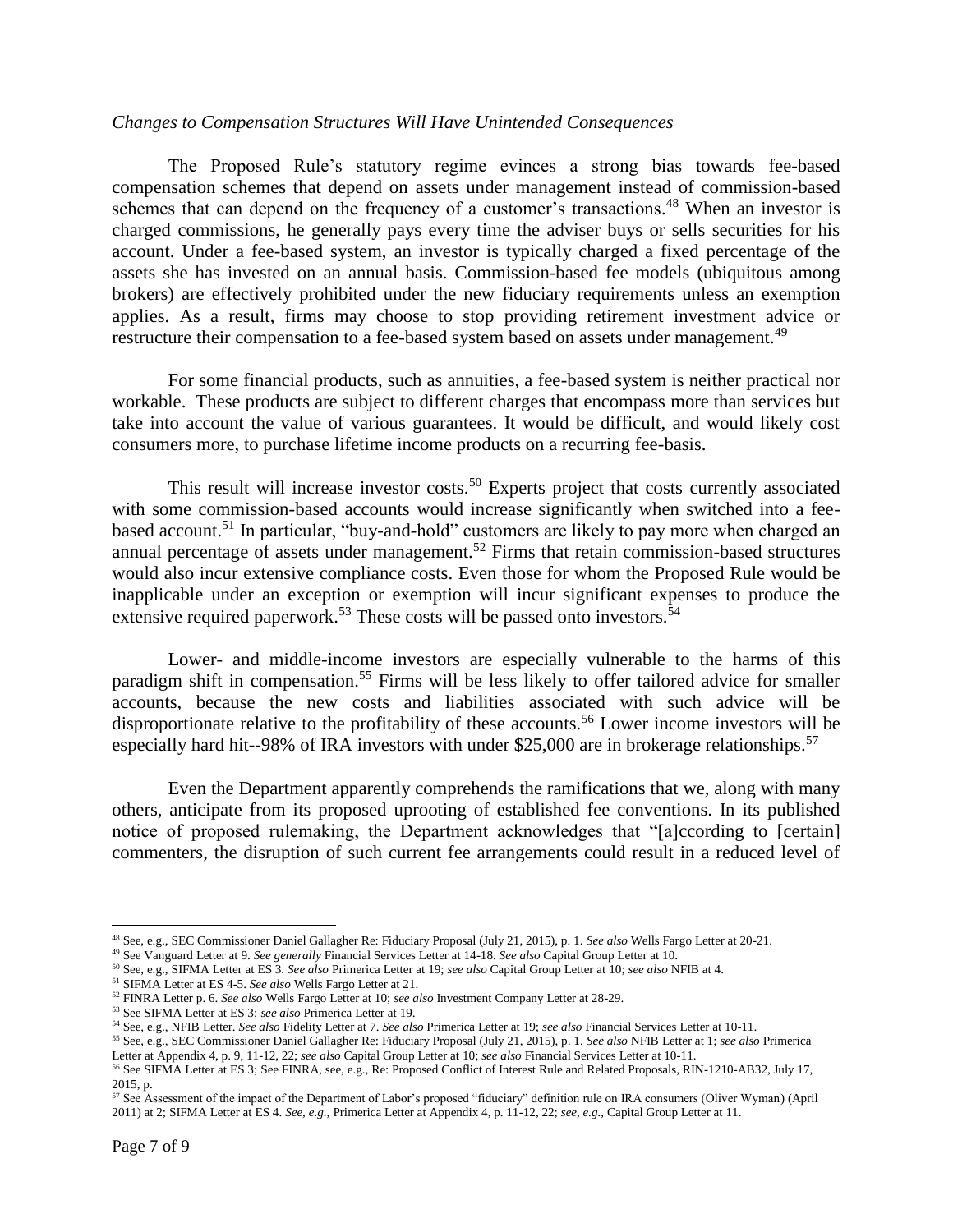*Changes to Compensation Structures Will Have Unintended Consequences*

The Proposed Rule's statutory regime evinces a strong bias towards fee-based compensation schemes that depend on assets under management instead of commission-based schemes that can depend on the frequency of a customer's transactions.[48] When an investor is charged commissions, he generally pays every time the adviser buys or sells securities for his account. Under a fee-based system, an investor is typically charged a fixed percentage of the assets she has invested on an annual basis. Commission-based fee models (ubiquitous among brokers) are effectively prohibited under the new fiduciary requirements unless an exemption applies. As a result, firms may choose to stop providing retirement investment advice or restructure their compensation to a fee-based system based on assets under management.[49]

For some financial products, such as annuities, a fee-based system is neither practical nor workable. These products are subject to different charges that encompass more than services but take into account the value of various guarantees. It would be difficult, and would likely cost consumers more, to purchase lifetime income products on a recurring fee-basis.

This result will increase investor costs.[50] Experts project that costs currently associated with some commission-based accounts would increase significantly when switched into a fee-based account.[51] In particular, "buy-and-hold" customers are likely to pay more when charged an annual percentage of assets under management.[52] Firms that retain commission-based structures would also incur extensive compliance costs. Even those for whom the Proposed Rule would be inapplicable under an exception or exemption will incur significant expenses to produce the extensive required paperwork.[53] These costs will be passed onto investors.[54]

Lower- and middle-income investors are especially vulnerable to the harms of this paradigm shift in compensation.[55] Firms will be less likely to offer tailored advice for smaller accounts, because the new costs and liabilities associated with such advice will be disproportionate relative to the profitability of these accounts.[56] Lower income investors will be especially hard hit--98% of IRA investors with under $25,000 are in brokerage relationships.[57]

Even the Department apparently comprehends the ramifications that we, along with many others, anticipate from its proposed uprooting of established fee conventions. In its published notice of proposed rulemaking, the Department acknowledges that "[a]ccording to [certain] commenters, the disruption of such current fee arrangements could result in a reduced level of

---

[48] See, e.g., SEC Commissioner Daniel Gallagher Re: Fiduciary Proposal (July 21, 2015), p. 1. *See also* Wells Fargo Letter at 20-21.

[49] See Vanguard Letter at 9. *See generally* Financial Services Letter at 14-18. *See also* Capital Group Letter at 10.

[50] See, e.g., SIFMA Letter at ES 3. *See also* Primerica Letter at 19; *see also* Capital Group Letter at 10; *see also* NFIB at 4.

[51] SIFMA Letter at ES 4-5. *See also* Wells Fargo Letter at 21.

[52] FINRA Letter p. 6. *See also* Wells Fargo Letter at 10; *see also* Investment Company Letter at 28-29.

[53] See SIFMA Letter at ES 3; *see also* Primerica Letter at 19.

[54] See, e.g., NFIB Letter. *See also* Fidelity Letter at 7. *See also* Primerica Letter at 19; *see also* Financial Services Letter at 10-11.

[55] See, e.g., SEC Commissioner Daniel Gallagher Re: Fiduciary Proposal (July 21, 2015), p. 1. *See also* NFIB Letter at 1; *see also* Primerica Letter at Appendix 4, p. 9, 11-12, 22; *see also* Capital Group Letter at 10; *see also* Financial Services Letter at 10-11.

[56] See SIFMA Letter at ES 3; See FINRA, see, e.g., Re: Proposed Conflict of Interest Rule and Related Proposals, RIN-1210-AB32, July 17, 2015, p.

[57] See Assessment of the impact of the Department of Labor's proposed "fiduciary" definition rule on IRA consumers (Oliver Wyman) (April 2011) at 2; SIFMA Letter at ES 4. *See, e.g.*, Primerica Letter at Appendix 4, p. 11-12, 22; *see, e.g.*, Capital Group Letter at 11.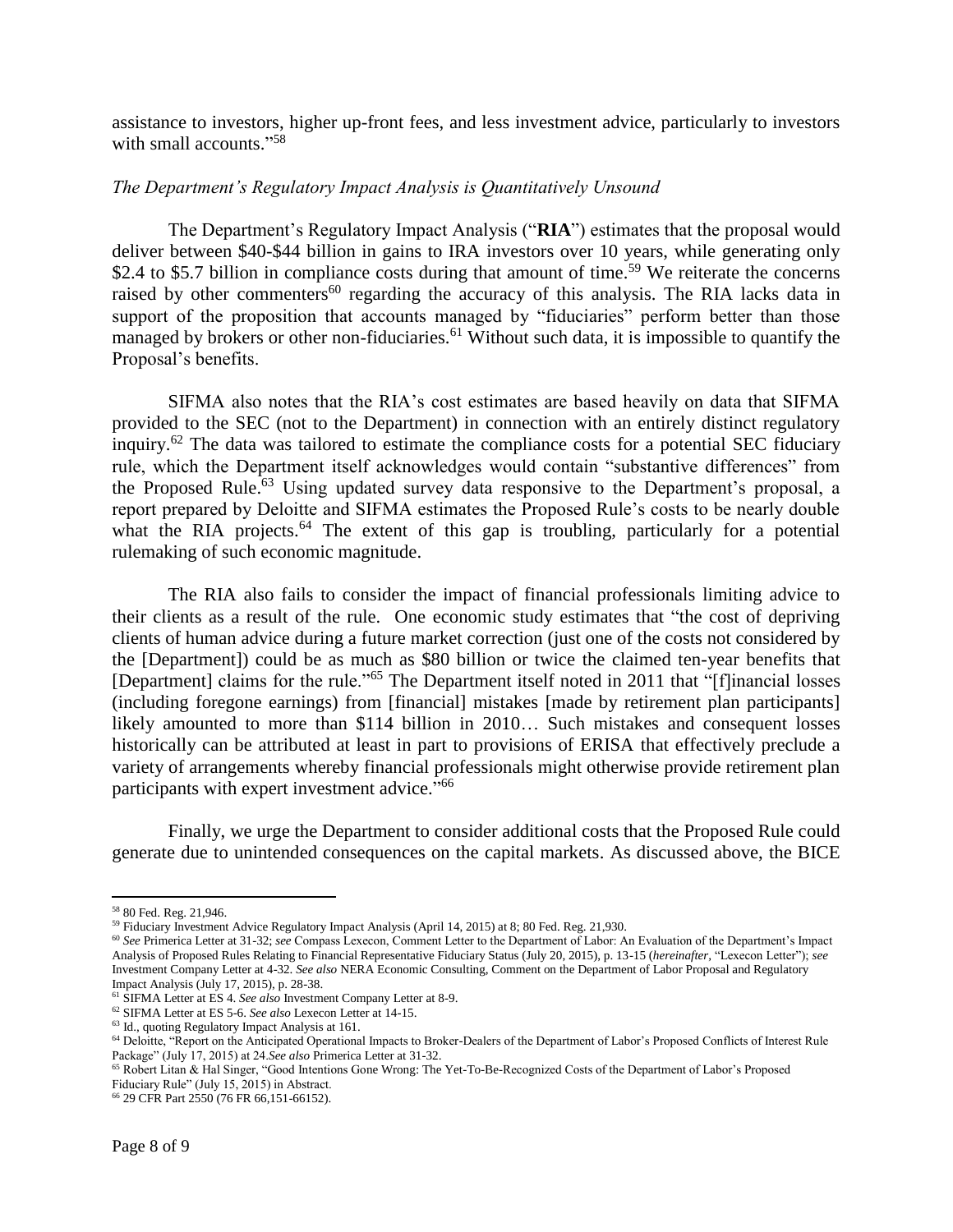assistance to investors, higher up-front fees, and less investment advice, particularly to investors with small accounts."[58]

*The Department's Regulatory Impact Analysis is Quantitatively Unsound*

The Department's Regulatory Impact Analysis ("**RIA**") estimates that the proposal would deliver between $40-$44 billion in gains to IRA investors over 10 years, while generating only $2.4 to $5.7 billion in compliance costs during that amount of time.[59] We reiterate the concerns raised by other commenters[60] regarding the accuracy of this analysis. The RIA lacks data in support of the proposition that accounts managed by "fiduciaries" perform better than those managed by brokers or other non-fiduciaries.[61] Without such data, it is impossible to quantify the Proposal's benefits.

SIFMA also notes that the RIA's cost estimates are based heavily on data that SIFMA provided to the SEC (not to the Department) in connection with an entirely distinct regulatory inquiry.[62] The data was tailored to estimate the compliance costs for a potential SEC fiduciary rule, which the Department itself acknowledges would contain "substantive differences" from the Proposed Rule.[63] Using updated survey data responsive to the Department's proposal, a report prepared by Deloitte and SIFMA estimates the Proposed Rule's costs to be nearly double what the RIA projects.[64] The extent of this gap is troubling, particularly for a potential rulemaking of such economic magnitude.

The RIA also fails to consider the impact of financial professionals limiting advice to their clients as a result of the rule. One economic study estimates that "the cost of depriving clients of human advice during a future market correction (just one of the costs not considered by the [Department]) could be as much as $80 billion or twice the claimed ten-year benefits that [Department] claims for the rule."[65] The Department itself noted in 2011 that "[f]inancial losses (including foregone earnings) from [financial] mistakes [made by retirement plan participants] likely amounted to more than $114 billion in 2010… Such mistakes and consequent losses historically can be attributed at least in part to provisions of ERISA that effectively preclude a variety of arrangements whereby financial professionals might otherwise provide retirement plan participants with expert investment advice."[66]

Finally, we urge the Department to consider additional costs that the Proposed Rule could generate due to unintended consequences on the capital markets. As discussed above, the BICE

---

[58] 80 Fed. Reg. 21,946.

[59] Fiduciary Investment Advice Regulatory Impact Analysis (April 14, 2015) at 8; 80 Fed. Reg. 21,930.

[60] *See* Primerica Letter at 31-32; *see* Compass Lexecon, Comment Letter to the Department of Labor: An Evaluation of the Department's Impact Analysis of Proposed Rules Relating to Financial Representative Fiduciary Status (July 20, 2015), p. 13-15 (*hereinafter*, "Lexecon Letter"); *see* Investment Company Letter at 4-32. *See also* NERA Economic Consulting, Comment on the Department of Labor Proposal and Regulatory Impact Analysis (July 17, 2015), p. 28-38.

[61] SIFMA Letter at ES 4. *See also* Investment Company Letter at 8-9.

[62] SIFMA Letter at ES 5-6. *See also* Lexecon Letter at 14-15.

[63] Id., quoting Regulatory Impact Analysis at 161.

[64] Deloitte, "Report on the Anticipated Operational Impacts to Broker-Dealers of the Department of Labor's Proposed Conflicts of Interest Rule Package" (July 17, 2015) at 24.*See also* Primerica Letter at 31-32.

[65] Robert Litan & Hal Singer, "Good Intentions Gone Wrong: The Yet-To-Be-Recognized Costs of the Department of Labor's Proposed Fiduciary Rule" (July 15, 2015) in Abstract.

[66] 29 CFR Part 2550 (76 FR 66,151-66152).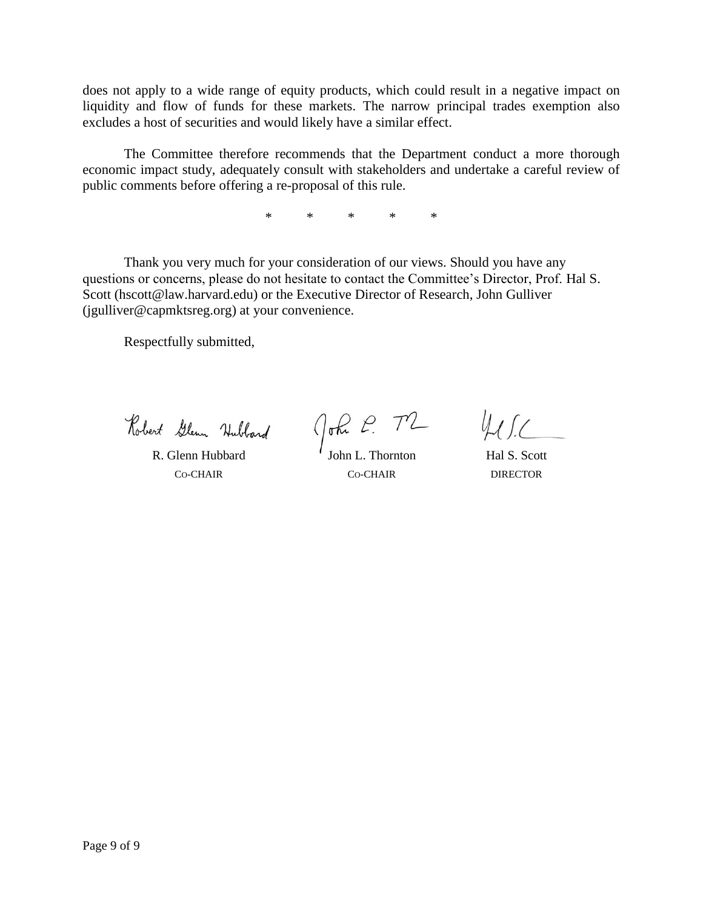does not apply to a wide range of equity products, which could result in a negative impact on liquidity and flow of funds for these markets. The narrow principal trades exemption also excludes a host of securities and would likely have a similar effect.

The Committee therefore recommends that the Department conduct a more thorough economic impact study, adequately consult with stakeholders and undertake a careful review of public comments before offering a re-proposal of this rule.

\* \* \* \* \*

Thank you very much for your consideration of our views. Should you have any questions or concerns, please do not hesitate to contact the Committee's Director, Prof. Hal S. Scott (hscott@law.harvard.edu) or the Executive Director of Research, John Gulliver (jgulliver@capmktsreg.org) at your convenience.

Respectfully submitted,

| | | |
|---|---|---|
| R. Glenn Hubbard | John L. Thornton | Hal S. Scott |
| CO-CHAIR | CO-CHAIR | DIRECTOR |